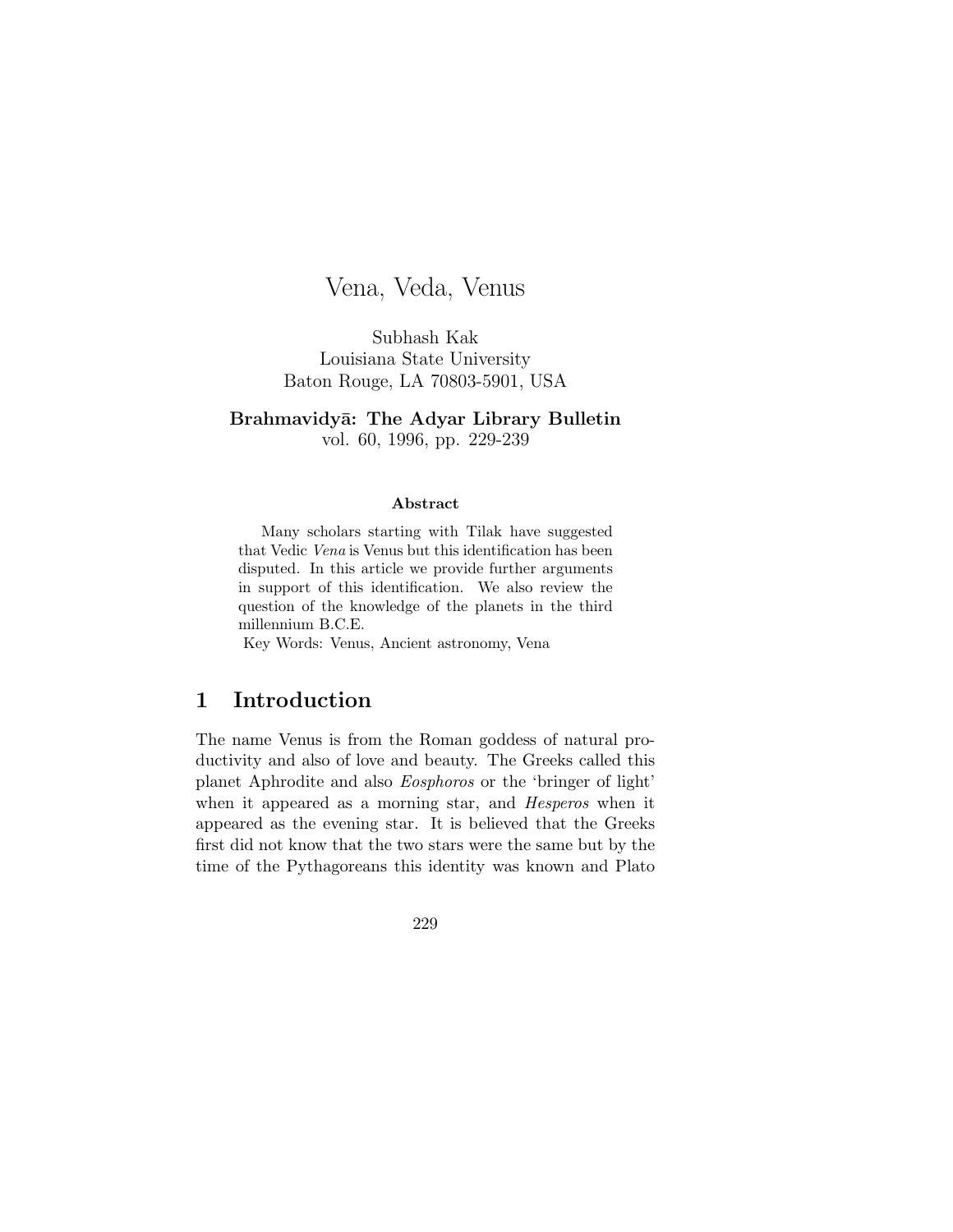# Vena, Veda, Venus

Subhash Kak
Louisiana State University
Baton Rouge, LA 70803-5901, USA

**Brahmavidyā: The Adyar Library Bulletin**
vol. 60, 1996, pp. 229-239

**Abstract**

Many scholars starting with Tilak have suggested that Vedic *Vena* is Venus but this identification has been disputed. In this article we provide further arguments in support of this identification. We also review the question of the knowledge of the planets in the third millennium B.C.E.

Key Words: Venus, Ancient astronomy, Vena

## 1 Introduction

The name Venus is from the Roman goddess of natural productivity and also of love and beauty. The Greeks called this planet Aphrodite and also *Eosphoros* or the 'bringer of light' when it appeared as a morning star, and *Hesperos* when it appeared as the evening star. It is believed that the Greeks first did not know that the two stars were the same but by the time of the Pythagoreans this identity was known and Plato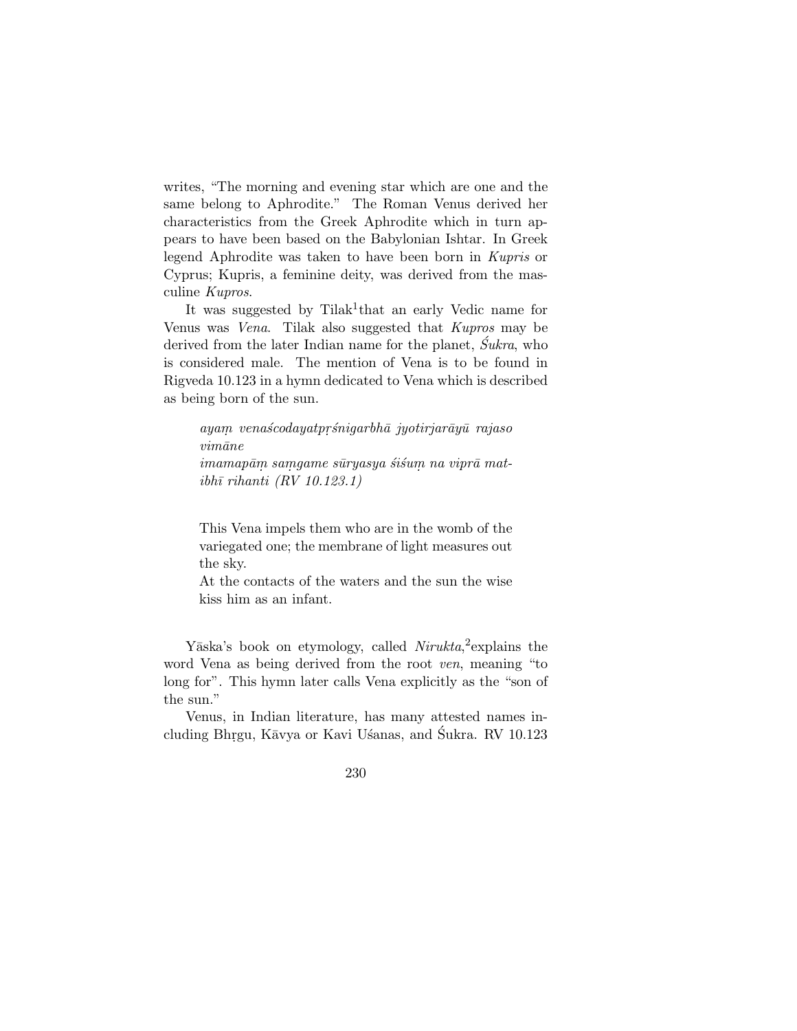writes, "The morning and evening star which are one and the same belong to Aphrodite." The Roman Venus derived her characteristics from the Greek Aphrodite which in turn appears to have been based on the Babylonian Ishtar. In Greek legend Aphrodite was taken to have been born in *Kupris* or Cyprus; Kupris, a feminine deity, was derived from the masculine *Kupros*.

It was suggested by Tilak[1] that an early Vedic name for Venus was *Vena*. Tilak also suggested that *Kupros* may be derived from the later Indian name for the planet, *Śukra*, who is considered male. The mention of Vena is to be found in Rigveda 10.123 in a hymn dedicated to Vena which is described as being born of the sun.

> *ayaṃ venaścodayatpṛśnigarbhā jyotirjarāyū rajaso vimāne*
> *imamapāṃ saṃgame sūryasya śiśuṃ na viprā matibhī rihanti (RV 10.123.1)*

> This Vena impels them who are in the womb of the variegated one; the membrane of light measures out the sky.
> At the contacts of the waters and the sun the wise kiss him as an infant.

Yāska's book on etymology, called *Nirukta*,[2] explains the word Vena as being derived from the root *ven*, meaning "to long for". This hymn later calls Vena explicitly as the "son of the sun."

Venus, in Indian literature, has many attested names including Bhṛgu, Kāvya or Kavi Uśanas, and Śukra. RV 10.123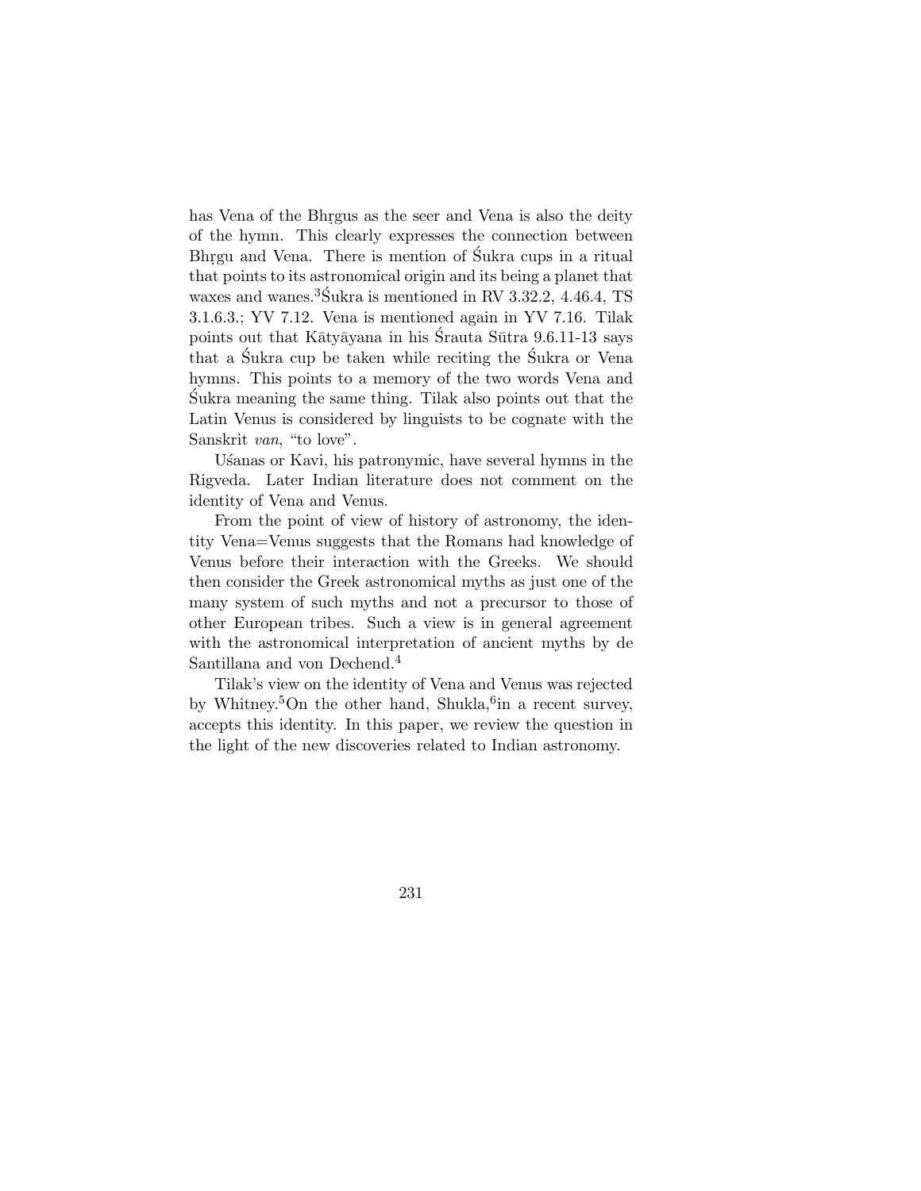has Vena of the Bhṛgus as the seer and Vena is also the deity of the hymn. This clearly expresses the connection between Bhṛgu and Vena. There is mention of Śukra cups in a ritual that points to its astronomical origin and its being a planet that waxes and wanes.[3] Śukra is mentioned in RV 3.32.2, 4.46.4, TS 3.1.6.3.; YV 7.12. Vena is mentioned again in YV 7.16. Tilak points out that Kātyāyana in his Śrauta Sūtra 9.6.11-13 says that a Śukra cup be taken while reciting the Śukra or Vena hymns. This points to a memory of the two words Vena and Śukra meaning the same thing. Tilak also points out that the Latin Venus is considered by linguists to be cognate with the Sanskrit *van*, "to love".

Uśanas or Kavi, his patronymic, have several hymns in the Rigveda. Later Indian literature does not comment on the identity of Vena and Venus.

From the point of view of history of astronomy, the identity Vena=Venus suggests that the Romans had knowledge of Venus before their interaction with the Greeks. We should then consider the Greek astronomical myths as just one of the many system of such myths and not a precursor to those of other European tribes. Such a view is in general agreement with the astronomical interpretation of ancient myths by de Santillana and von Dechend.[4]

Tilak's view on the identity of Vena and Venus was rejected by Whitney.[5] On the other hand, Shukla,[6] in a recent survey, accepts this identity. In this paper, we review the question in the light of the new discoveries related to Indian astronomy.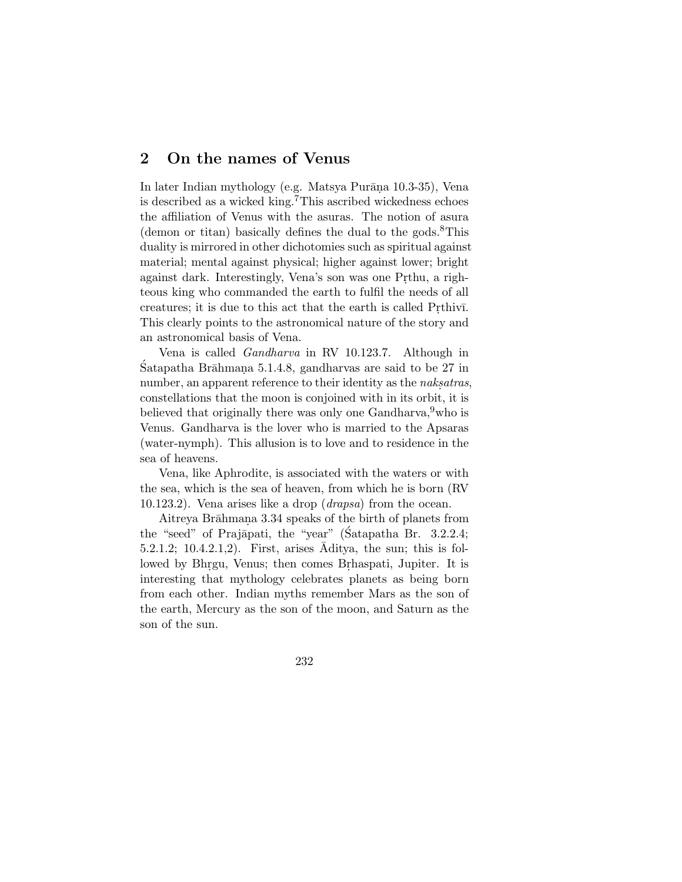## 2 On the names of Venus

In later Indian mythology (e.g. Matsya Purāṇa 10.3-35), Vena is described as a wicked king.[7] This ascribed wickedness echoes the affiliation of Venus with the asuras. The notion of asura (demon or titan) basically defines the dual to the gods.[8] This duality is mirrored in other dichotomies such as spiritual against material; mental against physical; higher against lower; bright against dark. Interestingly, Vena's son was one Pṛthu, a righteous king who commanded the earth to fulfil the needs of all creatures; it is due to this act that the earth is called Pṛthivī. This clearly points to the astronomical nature of the story and an astronomical basis of Vena.

Vena is called *Gandharva* in RV 10.123.7. Although in Śatapatha Brāhmaṇa 5.1.4.8, gandharvas are said to be 27 in number, an apparent reference to their identity as the *nakṣatras*, constellations that the moon is conjoined with in its orbit, it is believed that originally there was only one Gandharva,[9] who is Venus. Gandharva is the lover who is married to the Apsaras (water-nymph). This allusion is to love and to residence in the sea of heavens.

Vena, like Aphrodite, is associated with the waters or with the sea, which is the sea of heaven, from which he is born (RV 10.123.2). Vena arises like a drop (*drapsa*) from the ocean.

Aitreya Brāhmaṇa 3.34 speaks of the birth of planets from the "seed" of Prajāpati, the "year" (Śatapatha Br. 3.2.2.4; 5.2.1.2; 10.4.2.1,2). First, arises Āditya, the sun; this is followed by Bhṛgu, Venus; then comes Bṛhaspati, Jupiter. It is interesting that mythology celebrates planets as being born from each other. Indian myths remember Mars as the son of the earth, Mercury as the son of the moon, and Saturn as the son of the sun.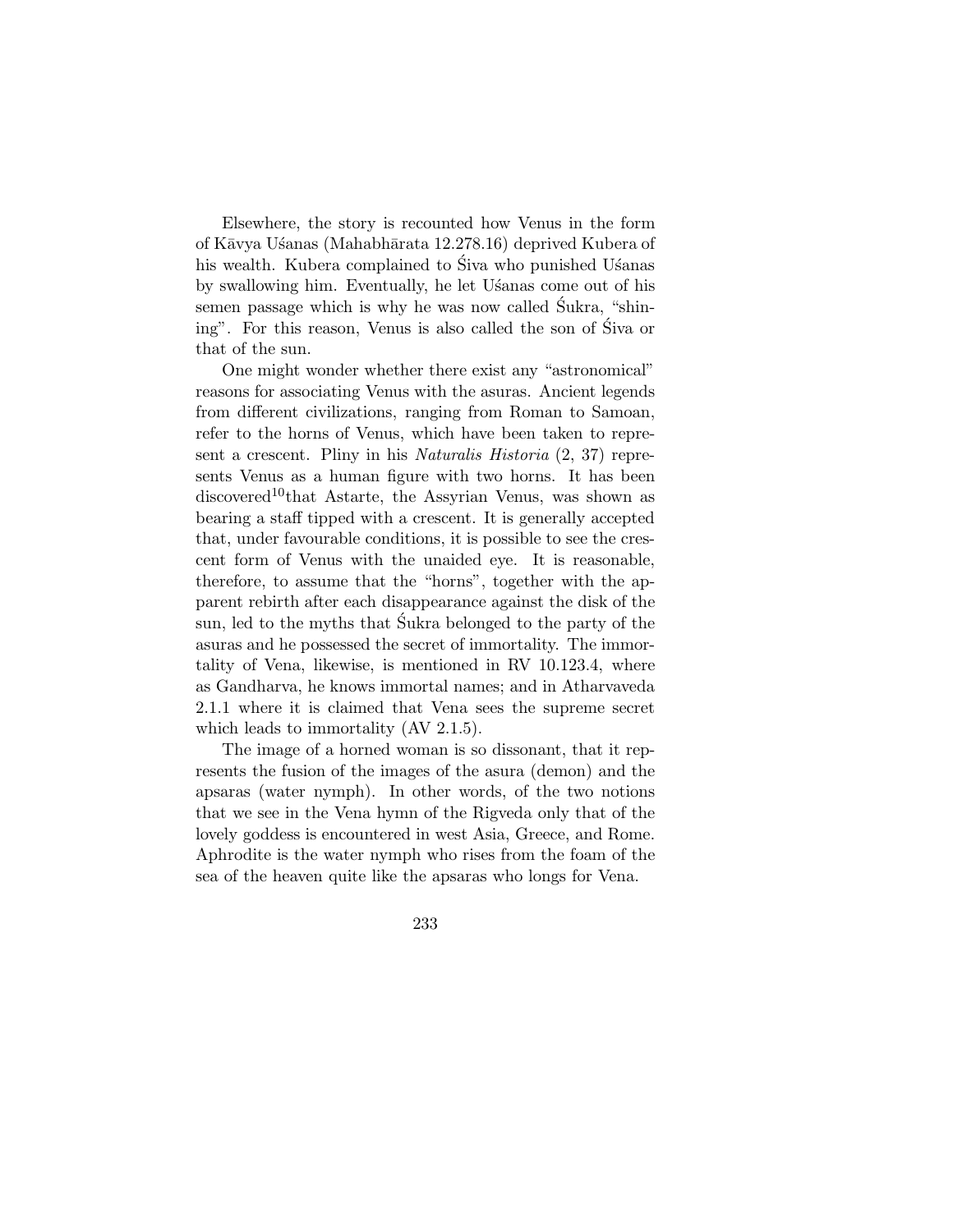Elsewhere, the story is recounted how Venus in the form of Kāvya Uśanas (Mahabhārata 12.278.16) deprived Kubera of his wealth. Kubera complained to Śiva who punished Uśanas by swallowing him. Eventually, he let Uśanas come out of his semen passage which is why he was now called Śukra, "shining". For this reason, Venus is also called the son of Śiva or that of the sun.

One might wonder whether there exist any "astronomical" reasons for associating Venus with the asuras. Ancient legends from different civilizations, ranging from Roman to Samoan, refer to the horns of Venus, which have been taken to represent a crescent. Pliny in his *Naturalis Historia* (2, 37) represents Venus as a human figure with two horns. It has been discovered[10]that Astarte, the Assyrian Venus, was shown as bearing a staff tipped with a crescent. It is generally accepted that, under favourable conditions, it is possible to see the crescent form of Venus with the unaided eye. It is reasonable, therefore, to assume that the "horns", together with the apparent rebirth after each disappearance against the disk of the sun, led to the myths that Śukra belonged to the party of the asuras and he possessed the secret of immortality. The immortality of Vena, likewise, is mentioned in RV 10.123.4, where as Gandharva, he knows immortal names; and in Atharvaveda 2.1.1 where it is claimed that Vena sees the supreme secret which leads to immortality (AV 2.1.5).

The image of a horned woman is so dissonant, that it represents the fusion of the images of the asura (demon) and the apsaras (water nymph). In other words, of the two notions that we see in the Vena hymn of the Rigveda only that of the lovely goddess is encountered in west Asia, Greece, and Rome. Aphrodite is the water nymph who rises from the foam of the sea of the heaven quite like the apsaras who longs for Vena.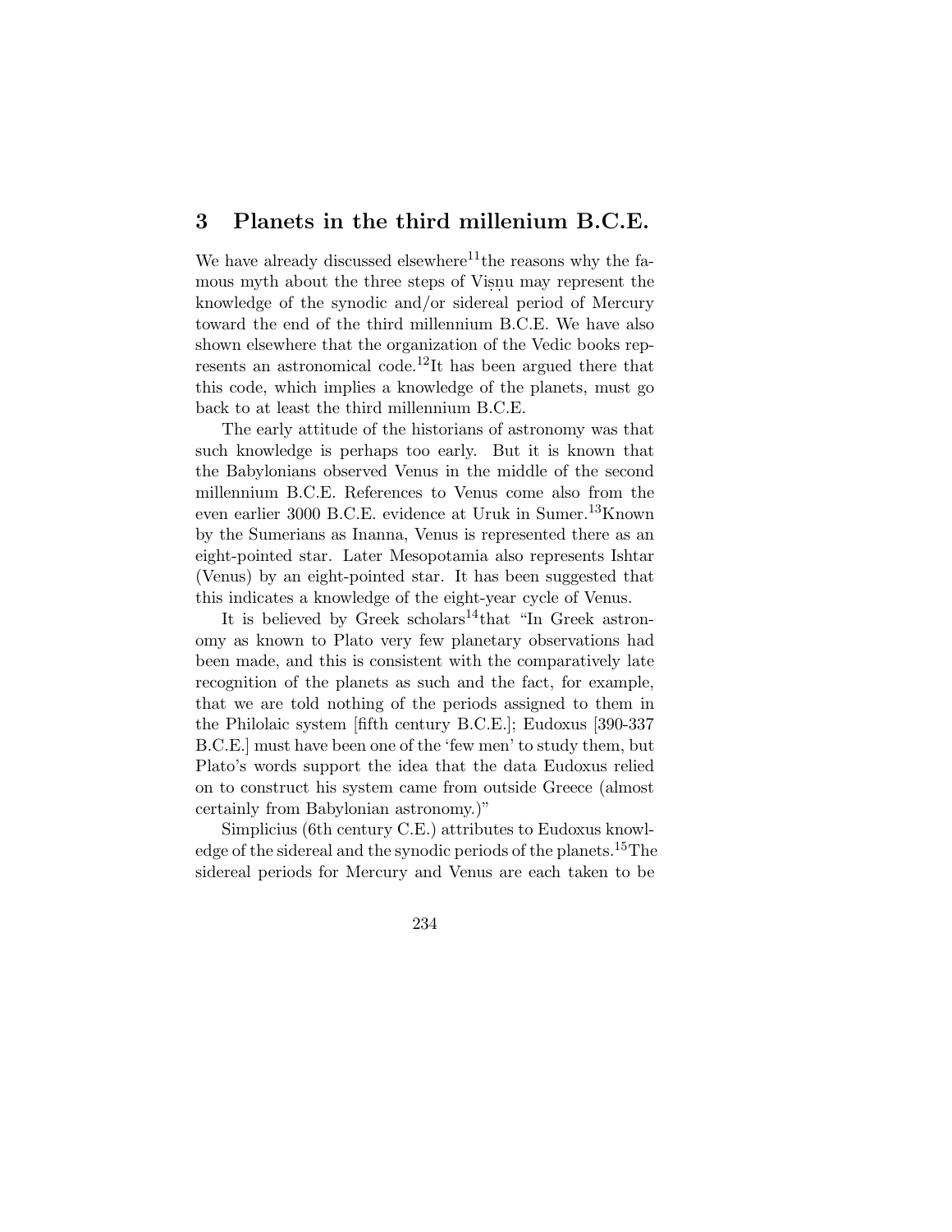## 3 Planets in the third millenium B.C.E.

We have already discussed elsewhere[11] the reasons why the famous myth about the three steps of Viṣṇu may represent the knowledge of the synodic and/or sidereal period of Mercury toward the end of the third millennium B.C.E. We have also shown elsewhere that the organization of the Vedic books represents an astronomical code.[12] It has been argued there that this code, which implies a knowledge of the planets, must go back to at least the third millennium B.C.E.

The early attitude of the historians of astronomy was that such knowledge is perhaps too early. But it is known that the Babylonians observed Venus in the middle of the second millennium B.C.E. References to Venus come also from the even earlier 3000 B.C.E. evidence at Uruk in Sumer.[13] Known by the Sumerians as Inanna, Venus is represented there as an eight-pointed star. Later Mesopotamia also represents Ishtar (Venus) by an eight-pointed star. It has been suggested that this indicates a knowledge of the eight-year cycle of Venus.

It is believed by Greek scholars[14] that "In Greek astronomy as known to Plato very few planetary observations had been made, and this is consistent with the comparatively late recognition of the planets as such and the fact, for example, that we are told nothing of the periods assigned to them in the Philolaic system [fifth century B.C.E.]; Eudoxus [390-337 B.C.E.] must have been one of the 'few men' to study them, but Plato's words support the idea that the data Eudoxus relied on to construct his system came from outside Greece (almost certainly from Babylonian astronomy.)"

Simplicius (6th century C.E.) attributes to Eudoxus knowledge of the sidereal and the synodic periods of the planets.[15] The sidereal periods for Mercury and Venus are each taken to be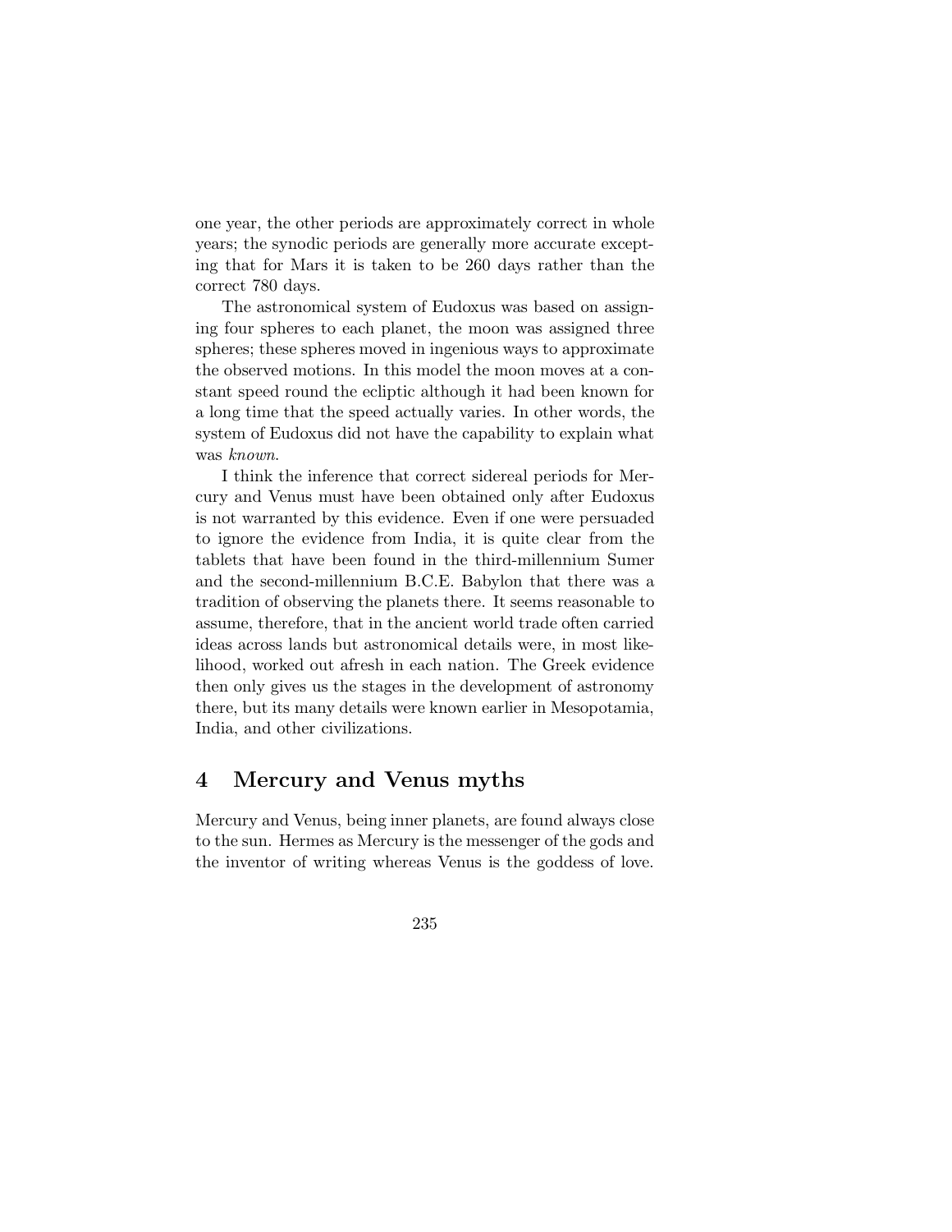one year, the other periods are approximately correct in whole years; the synodic periods are generally more accurate excepting that for Mars it is taken to be 260 days rather than the correct 780 days.

The astronomical system of Eudoxus was based on assigning four spheres to each planet, the moon was assigned three spheres; these spheres moved in ingenious ways to approximate the observed motions. In this model the moon moves at a constant speed round the ecliptic although it had been known for a long time that the speed actually varies. In other words, the system of Eudoxus did not have the capability to explain what was *known*.

I think the inference that correct sidereal periods for Mercury and Venus must have been obtained only after Eudoxus is not warranted by this evidence. Even if one were persuaded to ignore the evidence from India, it is quite clear from the tablets that have been found in the third-millennium Sumer and the second-millennium B.C.E. Babylon that there was a tradition of observing the planets there. It seems reasonable to assume, therefore, that in the ancient world trade often carried ideas across lands but astronomical details were, in most likelihood, worked out afresh in each nation. The Greek evidence then only gives us the stages in the development of astronomy there, but its many details were known earlier in Mesopotamia, India, and other civilizations.

## 4 Mercury and Venus myths

Mercury and Venus, being inner planets, are found always close to the sun. Hermes as Mercury is the messenger of the gods and the inventor of writing whereas Venus is the goddess of love.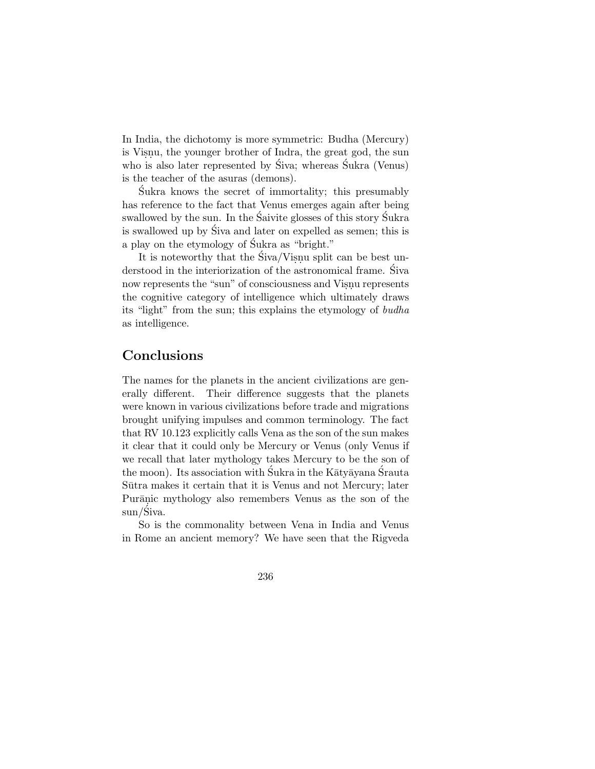In India, the dichotomy is more symmetric: Budha (Mercury) is Viṣṇu, the younger brother of Indra, the great god, the sun who is also later represented by Śiva; whereas Śukra (Venus) is the teacher of the asuras (demons).

Śukra knows the secret of immortality; this presumably has reference to the fact that Venus emerges again after being swallowed by the sun. In the Śaivite glosses of this story Śukra is swallowed up by Śiva and later on expelled as semen; this is a play on the etymology of Śukra as "bright."

It is noteworthy that the Śiva/Viṣṇu split can be best understood in the interiorization of the astronomical frame. Śiva now represents the "sun" of consciousness and Viṣṇu represents the cognitive category of intelligence which ultimately draws its "light" from the sun; this explains the etymology of *budha* as intelligence.

## Conclusions

The names for the planets in the ancient civilizations are generally different. Their difference suggests that the planets were known in various civilizations before trade and migrations brought unifying impulses and common terminology. The fact that RV 10.123 explicitly calls Vena as the son of the sun makes it clear that it could only be Mercury or Venus (only Venus if we recall that later mythology takes Mercury to be the son of the moon). Its association with Śukra in the Kātyāyana Śrauta Sūtra makes it certain that it is Venus and not Mercury; later Purāṇic mythology also remembers Venus as the son of the sun/Śiva.

So is the commonality between Vena in India and Venus in Rome an ancient memory? We have seen that the Rigveda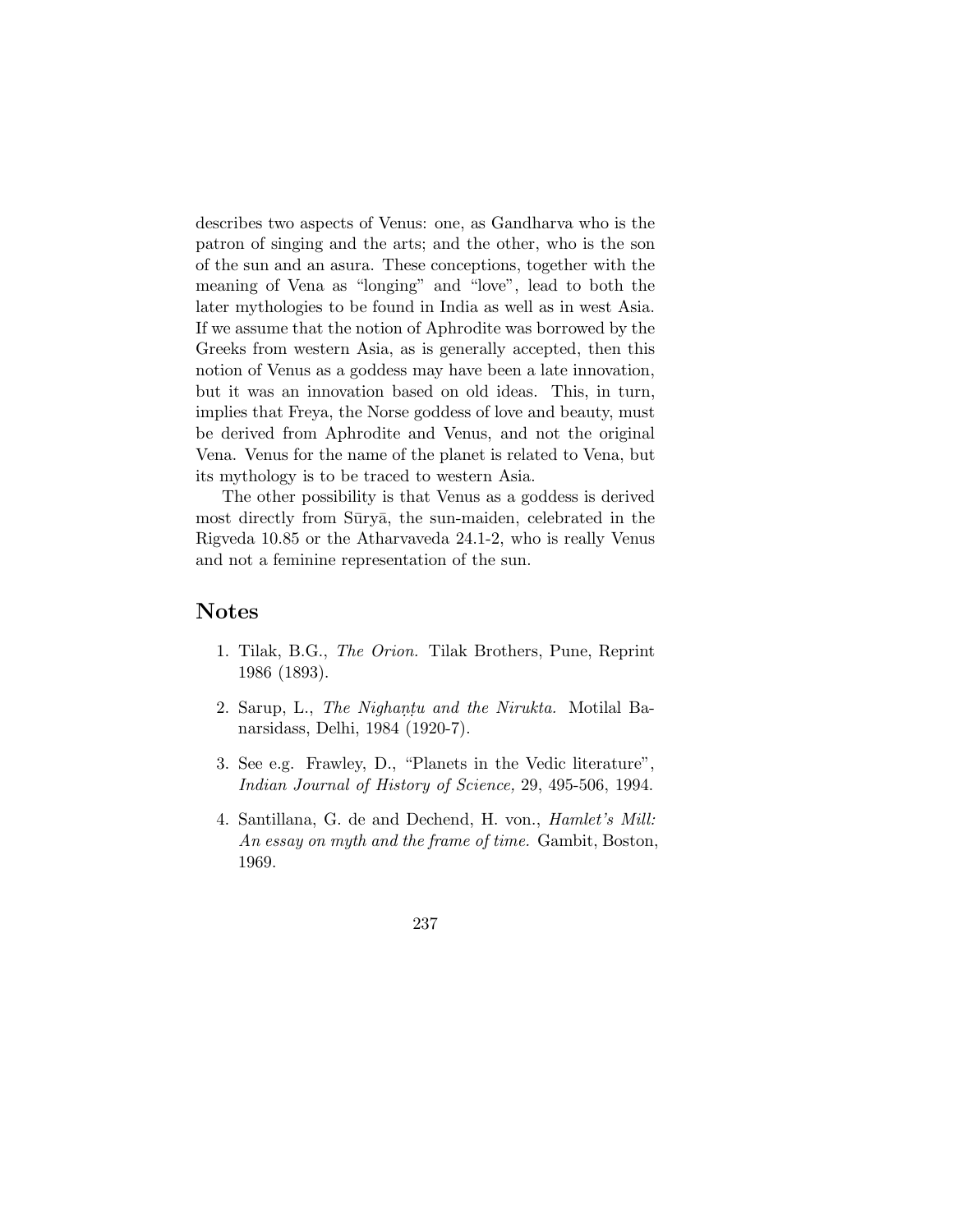describes two aspects of Venus: one, as Gandharva who is the patron of singing and the arts; and the other, who is the son of the sun and an asura. These conceptions, together with the meaning of Vena as "longing" and "love", lead to both the later mythologies to be found in India as well as in west Asia. If we assume that the notion of Aphrodite was borrowed by the Greeks from western Asia, as is generally accepted, then this notion of Venus as a goddess may have been a late innovation, but it was an innovation based on old ideas. This, in turn, implies that Freya, the Norse goddess of love and beauty, must be derived from Aphrodite and Venus, and not the original Vena. Venus for the name of the planet is related to Vena, but its mythology is to be traced to western Asia.

The other possibility is that Venus as a goddess is derived most directly from Sūryā, the sun-maiden, celebrated in the Rigveda 10.85 or the Atharvaveda 24.1-2, who is really Venus and not a feminine representation of the sun.

## Notes

1. Tilak, B.G., *The Orion.* Tilak Brothers, Pune, Reprint 1986 (1893).

2. Sarup, L., *The Nighaṇṭu and the Nirukta.* Motilal Banarsidass, Delhi, 1984 (1920-7).

3. See e.g. Frawley, D., "Planets in the Vedic literature", *Indian Journal of History of Science,* 29, 495-506, 1994.

4. Santillana, G. de and Dechend, H. von., *Hamlet's Mill: An essay on myth and the frame of time.* Gambit, Boston, 1969.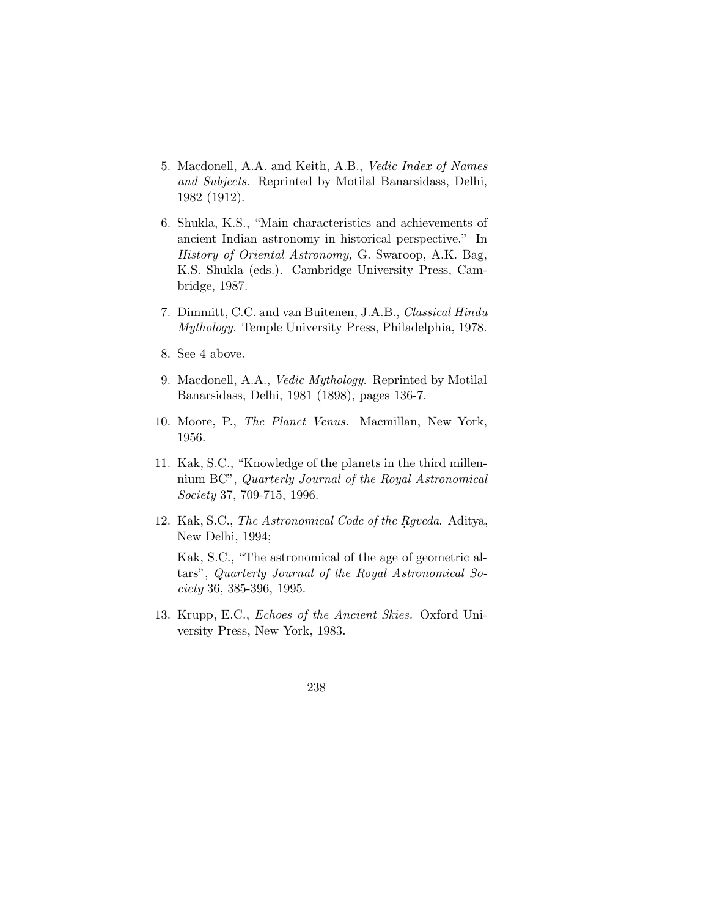5. Macdonell, A.A. and Keith, A.B., *Vedic Index of Names and Subjects*. Reprinted by Motilal Banarsidass, Delhi, 1982 (1912).

6. Shukla, K.S., "Main characteristics and achievements of ancient Indian astronomy in historical perspective." In *History of Oriental Astronomy,* G. Swaroop, A.K. Bag, K.S. Shukla (eds.). Cambridge University Press, Cambridge, 1987.

7. Dimmitt, C.C. and van Buitenen, J.A.B., *Classical Hindu Mythology.* Temple University Press, Philadelphia, 1978.

8. See 4 above.

9. Macdonell, A.A., *Vedic Mythology*. Reprinted by Motilal Banarsidass, Delhi, 1981 (1898), pages 136-7.

10. Moore, P., *The Planet Venus.* Macmillan, New York, 1956.

11. Kak, S.C., "Knowledge of the planets in the third millennium BC", *Quarterly Journal of the Royal Astronomical Society* 37, 709-715, 1996.

12. Kak, S.C., *The Astronomical Code of the Ṛgveda*. Aditya, New Delhi, 1994;

    Kak, S.C., "The astronomical of the age of geometric altars", *Quarterly Journal of the Royal Astronomical Society* 36, 385-396, 1995.

13. Krupp, E.C., *Echoes of the Ancient Skies.* Oxford University Press, New York, 1983.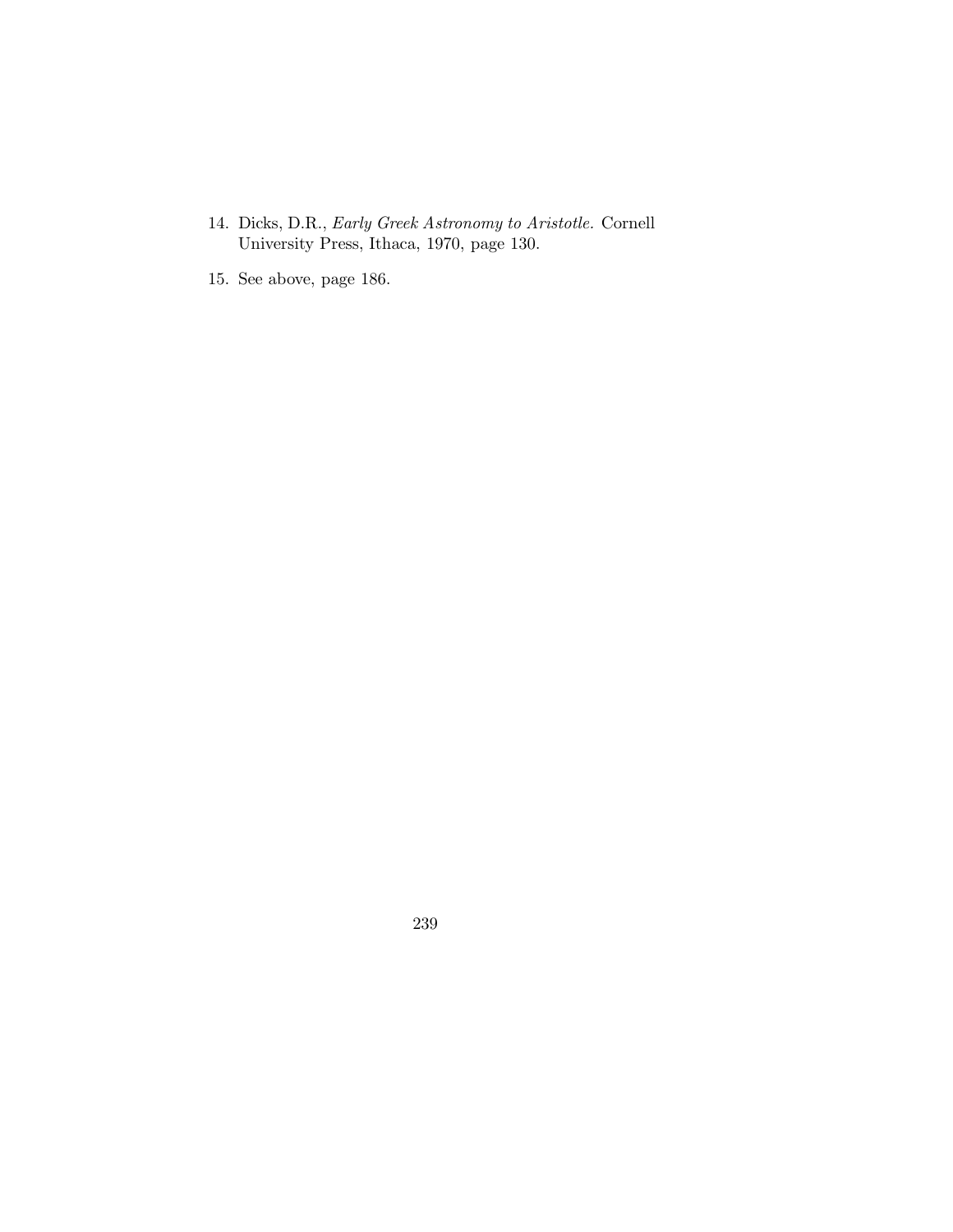14. Dicks, D.R., *Early Greek Astronomy to Aristotle.* Cornell University Press, Ithaca, 1970, page 130.

15. See above, page 186.